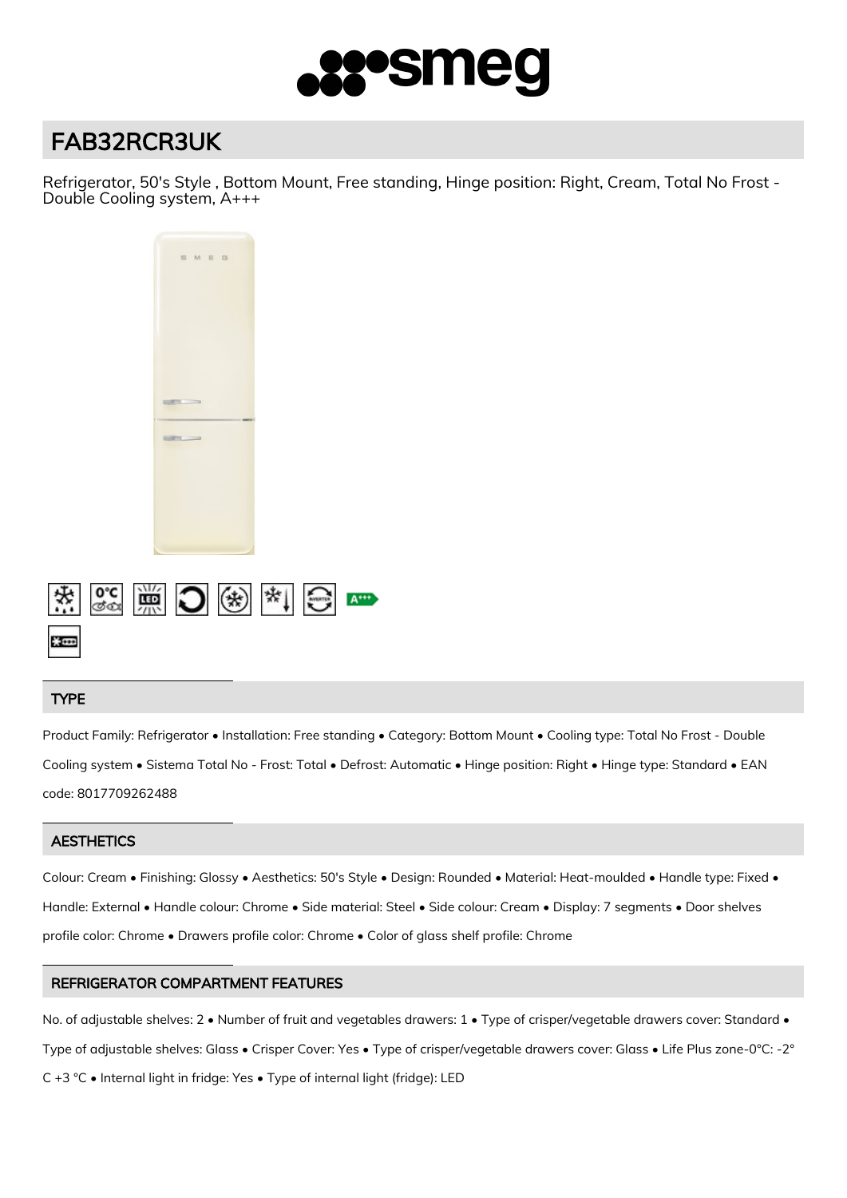# FAB32RCR3UK

Refrigerator, 50's Style , Bottom Mount, Free standing, Hinge position: Right, Cream, Total No Frost - Double Cooling system, A+++

## TYPE

Product Family: Refrigerator • Installation: Free standing • Category: Bottom Mount • Cooling type: Total No Frost - Double Cooling system • Sistema Total No - Frost: Total • Defrost: Automatic • Hinge position: Right • Hinge type: Standard • EAN code: 8017709262488

## AESTHETICS

Colour: Cream • Finishing: Glossy • Aesthetics: 50's Style • Design: Rounded • Material: Heat-moulded • Handle type: Fixed • Handle: External • Handle colour: Chrome • Side material: Steel • Side colour: Cream • Display: 7 segments • Door shelves profile color: Chrome • Drawers profile color: Chrome • Color of glass shelf profile: Chrome

## REFRIGERATOR COMPARTMENT FEATURES

No. of adjustable shelves: 2 • Number of fruit and vegetables drawers: 1 • Type of crisper/vegetable drawers cover: Standard • Type of adjustable shelves: Glass • Crisper Cover: Yes • Type of crisper/vegetable drawers cover: Glass • Life Plus zone-0°C: -2° C +3 °C • Internal light in fridge: Yes • Type of internal light (fridge): LED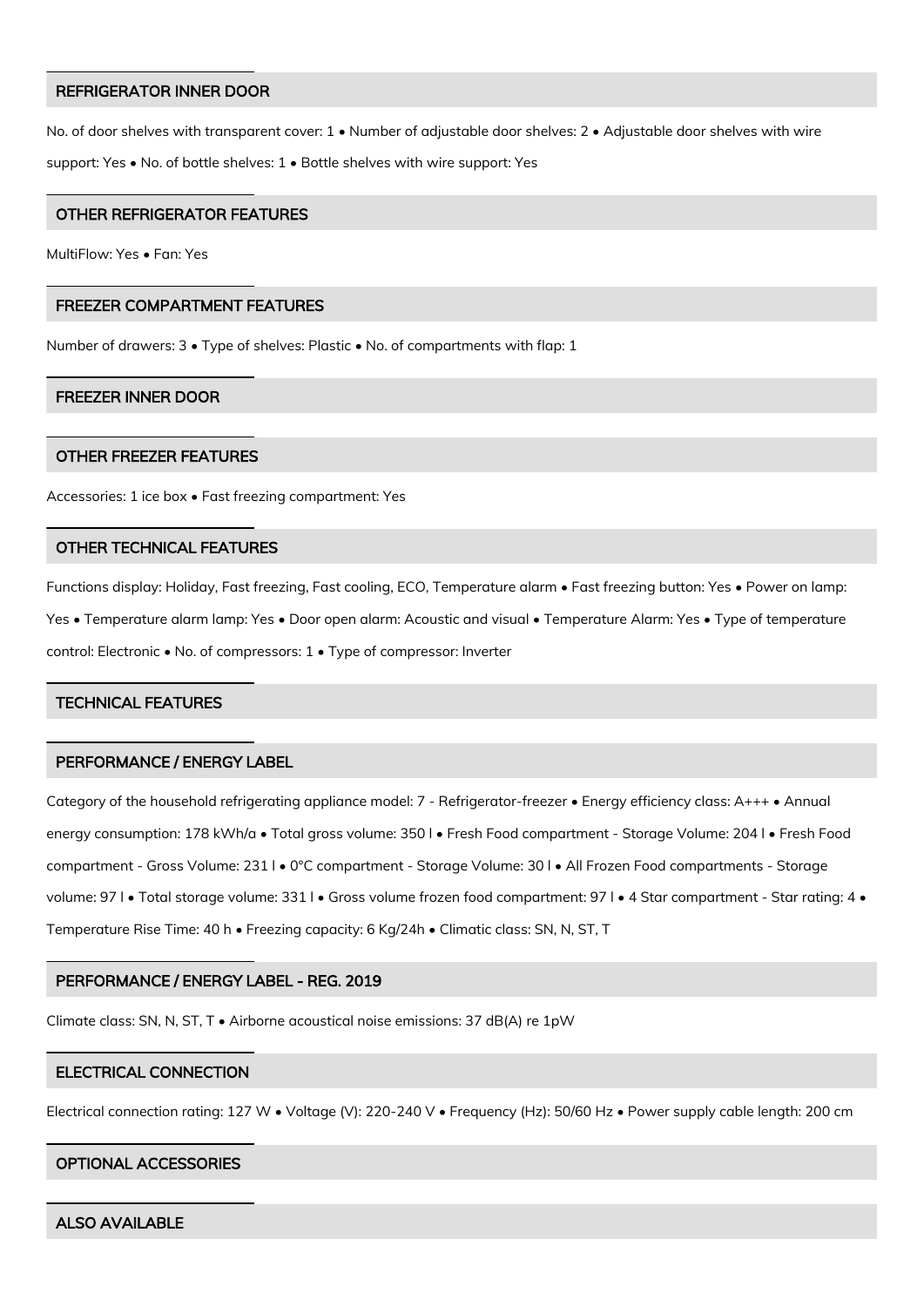## REFRIGERATOR INNER DOOR

No. of door shelves with transparent cover: 1 • Number of adjustable door shelves: 2 • Adjustable door shelves with wire support: Yes • No. of bottle shelves: 1 • Bottle shelves with wire support: Yes

## OTHER REFRIGERATOR FEATURES

MultiFlow: Yes • Fan: Yes

## FREEZER COMPARTMENT FEATURES

Number of drawers: 3 • Type of shelves: Plastic • No. of compartments with flap: 1

## FREEZER INNER DOOR

## OTHER FREEZER FEATURES

Accessories: 1 ice box • Fast freezing compartment: Yes

## OTHER TECHNICAL FEATURES

Functions display: Holiday, Fast freezing, Fast cooling, ECO, Temperature alarm • Fast freezing button: Yes • Power on lamp: Yes • Temperature alarm lamp: Yes • Door open alarm: Acoustic and visual • Temperature Alarm: Yes • Type of temperature control: Electronic • No. of compressors: 1 • Type of compressor: Inverter

## TECHNICAL FEATURES

## PERFORMANCE / ENERGY LABEL

Category of the household refrigerating appliance model: 7 - Refrigerator-freezer • Energy efficiency class: A+++ • Annual energy consumption: 178 kWh/a • Total gross volume: 350 l • Fresh Food compartment - Storage Volume: 204 l • Fresh Food compartment - Gross Volume: 231 l • 0°C compartment - Storage Volume: 30 l • All Frozen Food compartments - Storage volume: 97 l • Total storage volume: 331 l • Gross volume frozen food compartment: 97 l • 4 Star compartment - Star rating: 4 • Temperature Rise Time: 40 h • Freezing capacity: 6 Kg/24h • Climatic class: SN, N, ST, T

## PERFORMANCE / ENERGY LABEL - REG. 2019

Climate class: SN, N, ST, T • Airborne acoustical noise emissions: 37 dB(A) re 1pW

## ELECTRICAL CONNECTION

Electrical connection rating: 127 W • Voltage (V): 220-240 V • Frequency (Hz): 50/60 Hz • Power supply cable length: 200 cm

## OPTIONAL ACCESSORIES

## ALSO AVAILABLE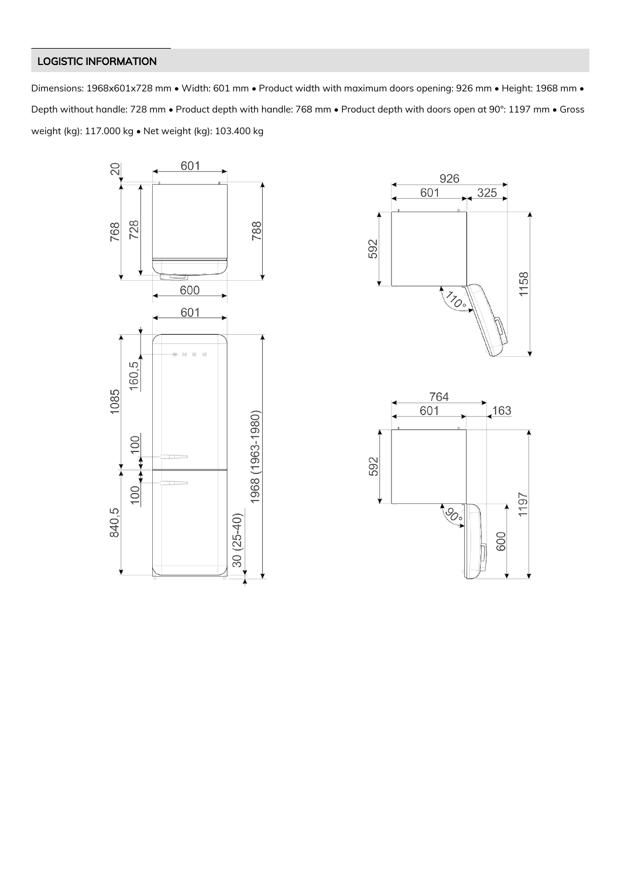## LOGISTIC INFORMATION

Dimensions: 1968x601x728 mm • Width: 601 mm • Product width with maximum doors opening: 926 mm • Height: 1968 mm • Depth without handle: 728 mm • Product depth with handle: 768 mm • Product depth with doors open at 90°: 1197 mm • Gross weight (kg): 117.000 kg • Net weight (kg): 103.400 kg

20
601
768
728
788
600
601
160,5
1085
100
100
840,5
1968 (1963-1980)
30 (25-40)

926
601
325
592
110°
1158

764
601
163
592
90°
600
1197